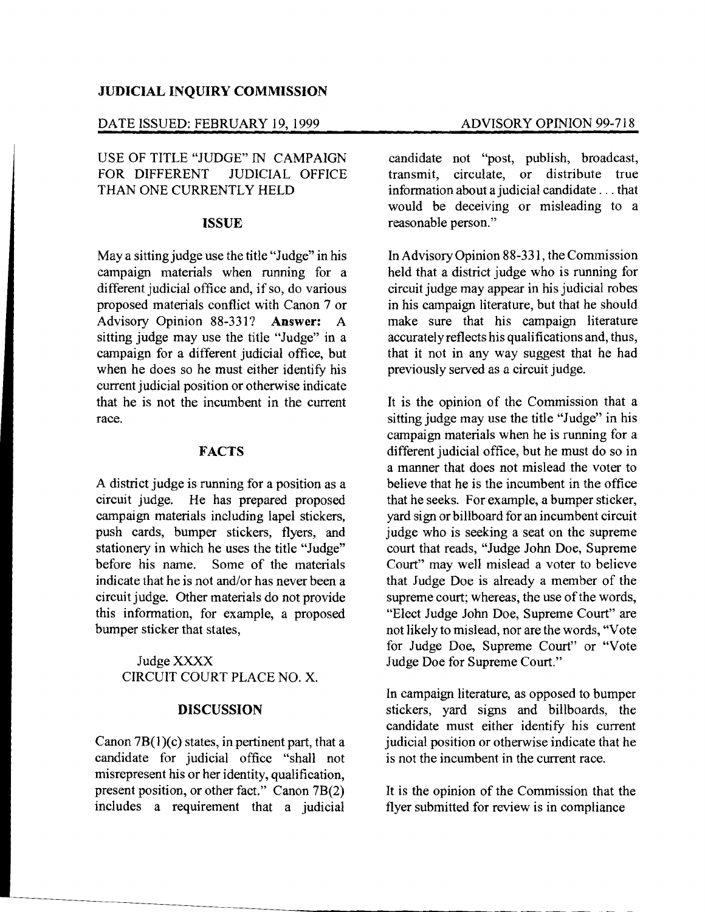**JUDICIAL INQUIRY COMMISSION**

DATE ISSUED: FEBRUARY 19, 1999 ADVISORY OPINION 99-718

USE OF TITLE "JUDGE" IN CAMPAIGN FOR DIFFERENT JUDICIAL OFFICE THAN ONE CURRENTLY HELD

## ISSUE

May a sitting judge use the title "Judge" in his campaign materials when running for a different judicial office and, if so, do various proposed materials conflict with Canon 7 or Advisory Opinion 88-331? **Answer:** A sitting judge may use the title "Judge" in a campaign for a different judicial office, but when he does so he must either identify his current judicial position or otherwise indicate that he is not the incumbent in the current race.

## FACTS

A district judge is running for a position as a circuit judge. He has prepared proposed campaign materials including lapel stickers, push cards, bumper stickers, flyers, and stationery in which he uses the title "Judge" before his name. Some of the materials indicate that he is not and/or has never been a circuit judge. Other materials do not provide this information, for example, a proposed bumper sticker that states,

> Judge XXXX
> CIRCUIT COURT PLACE NO. X.

## DISCUSSION

Canon 7B(1)(c) states, in pertinent part, that a candidate for judicial office "shall not misrepresent his or her identity, qualification, present position, or other fact." Canon 7B(2) includes a requirement that a judicial candidate not "post, publish, broadcast, transmit, circulate, or distribute true information about a judicial candidate . . . that would be deceiving or misleading to a reasonable person."

In Advisory Opinion 88-331, the Commission held that a district judge who is running for circuit judge may appear in his judicial robes in his campaign literature, but that he should make sure that his campaign literature accurately reflects his qualifications and, thus, that it not in any way suggest that he had previously served as a circuit judge.

It is the opinion of the Commission that a sitting judge may use the title "Judge" in his campaign materials when he is running for a different judicial office, but he must do so in a manner that does not mislead the voter to believe that he is the incumbent in the office that he seeks. For example, a bumper sticker, yard sign or billboard for an incumbent circuit judge who is seeking a seat on the supreme court that reads, "Judge John Doe, Supreme Court" may well mislead a voter to believe that Judge Doe is already a member of the supreme court; whereas, the use of the words, "Elect Judge John Doe, Supreme Court" are not likely to mislead, nor are the words, "Vote for Judge Doe, Supreme Court" or "Vote Judge Doe for Supreme Court."

In campaign literature, as opposed to bumper stickers, yard signs and billboards, the candidate must either identify his current judicial position or otherwise indicate that he is not the incumbent in the current race.

It is the opinion of the Commission that the flyer submitted for review is in compliance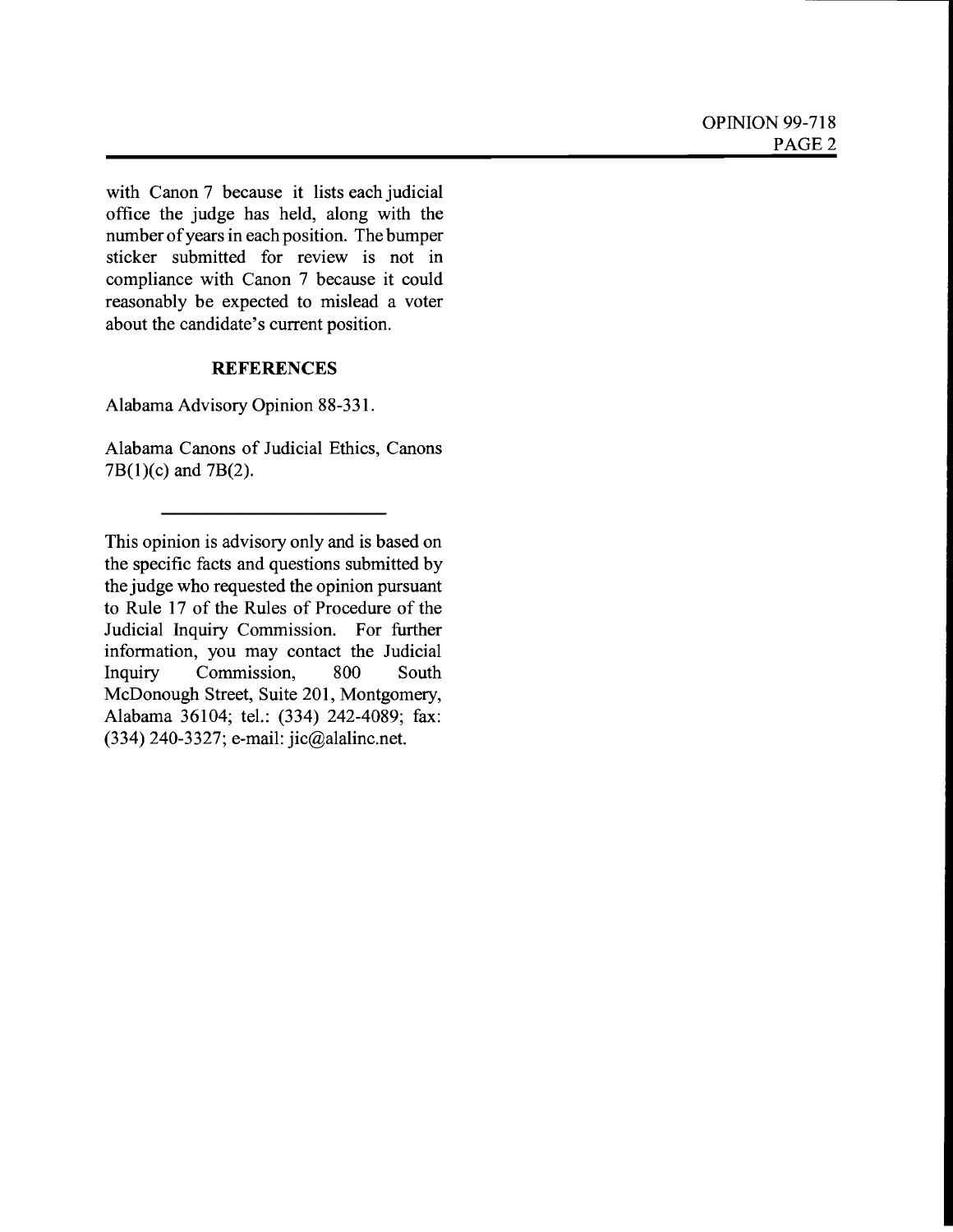with Canon 7 because it lists each judicial office the judge has held, along with the number of years in each position. The bumper sticker submitted for review is not in compliance with Canon 7 because it could reasonably be expected to mislead a voter about the candidate's current position.

**REFERENCES**

Alabama Advisory Opinion 88-331.

Alabama Canons of Judicial Ethics, Canons 7B(1)(c) and 7B(2).

---

This opinion is advisory only and is based on the specific facts and questions submitted by the judge who requested the opinion pursuant to Rule 17 of the Rules of Procedure of the Judicial Inquiry Commission. For further information, you may contact the Judicial Inquiry Commission, 800 South McDonough Street, Suite 201, Montgomery, Alabama 36104; tel.: (334) 242-4089; fax: (334) 240-3327; e-mail: jic@alalinc.net.